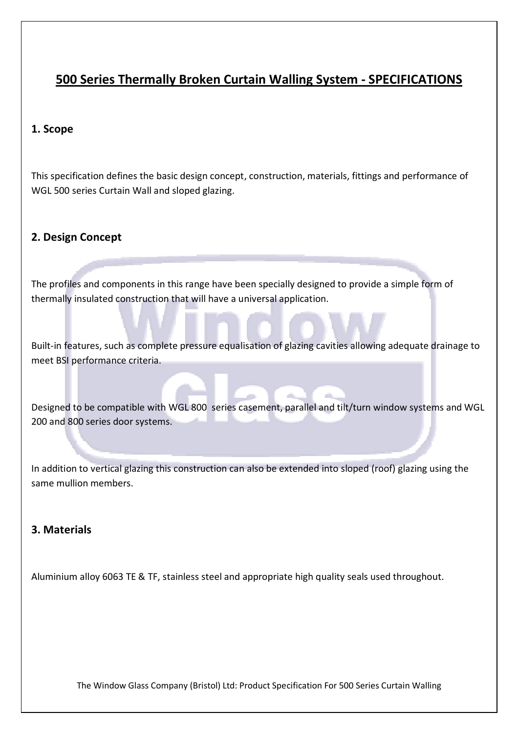# 500 Series Thermally Broken Curtain Walling System - SPECIFICATIONS

## 1. Scope

This specification defines the basic design concept, construction, materials, fittings and performance of WGL 500 series Curtain Wall and sloped glazing.

## 2. Design Concept

The profiles and components in this range have been specially designed to provide a simple form of thermally insulated construction that will have a universal application.

Built-in features, such as complete pressure equalisation of glazing cavities allowing adequate drainage to meet BSI performance criteria.

Designed to be compatible with WGL 800 series casement, parallel and tilt/turn window systems and WGL 200 and 800 series door systems.

In addition to vertical glazing this construction can also be extended into sloped (roof) glazing using the same mullion members.

## 3. Materials

Aluminium alloy 6063 TE & TF, stainless steel and appropriate high quality seals used throughout.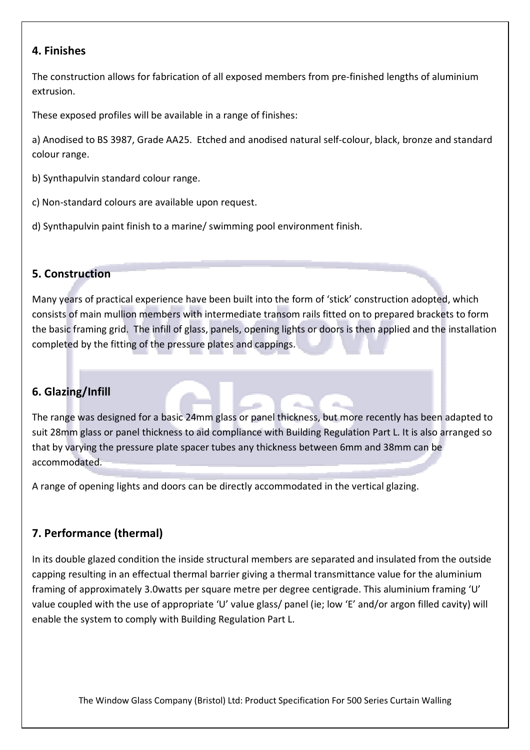## 4. Finishes

The construction allows for fabrication of all exposed members from pre-finished lengths of aluminium extrusion.

These exposed profiles will be available in a range of finishes:

a) Anodised to BS 3987, Grade AA25. Etched and anodised natural self-colour, black, bronze and standard colour range.

b) Synthapulvin standard colour range.

c) Non-standard colours are available upon request.

d) Synthapulvin paint finish to a marine/ swimming pool environment finish.

## 5. Construction

Many years of practical experience have been built into the form of 'stick' construction adopted, which consists of main mullion members with intermediate transom rails fitted on to prepared brackets to form the basic framing grid. The infill of glass, panels, opening lights or doors is then applied and the installation completed by the fitting of the pressure plates and cappings.

## 6. Glazing/Infill

The range was designed for a basic 24mm glass or panel thickness, but more recently has been adapted to suit 28mm glass or panel thickness to aid compliance with Building Regulation Part L. It is also arranged so that by varying the pressure plate spacer tubes any thickness between 6mm and 38mm can be accommodated.

A range of opening lights and doors can be directly accommodated in the vertical glazing.

## 7. Performance (thermal)

In its double glazed condition the inside structural members are separated and insulated from the outside capping resulting in an effectual thermal barrier giving a thermal transmittance value for the aluminium framing of approximately 3.0watts per square metre per degree centigrade. This aluminium framing 'U' value coupled with the use of appropriate 'U' value glass/ panel (ie; low 'E' and/or argon filled cavity) will enable the system to comply with Building Regulation Part L.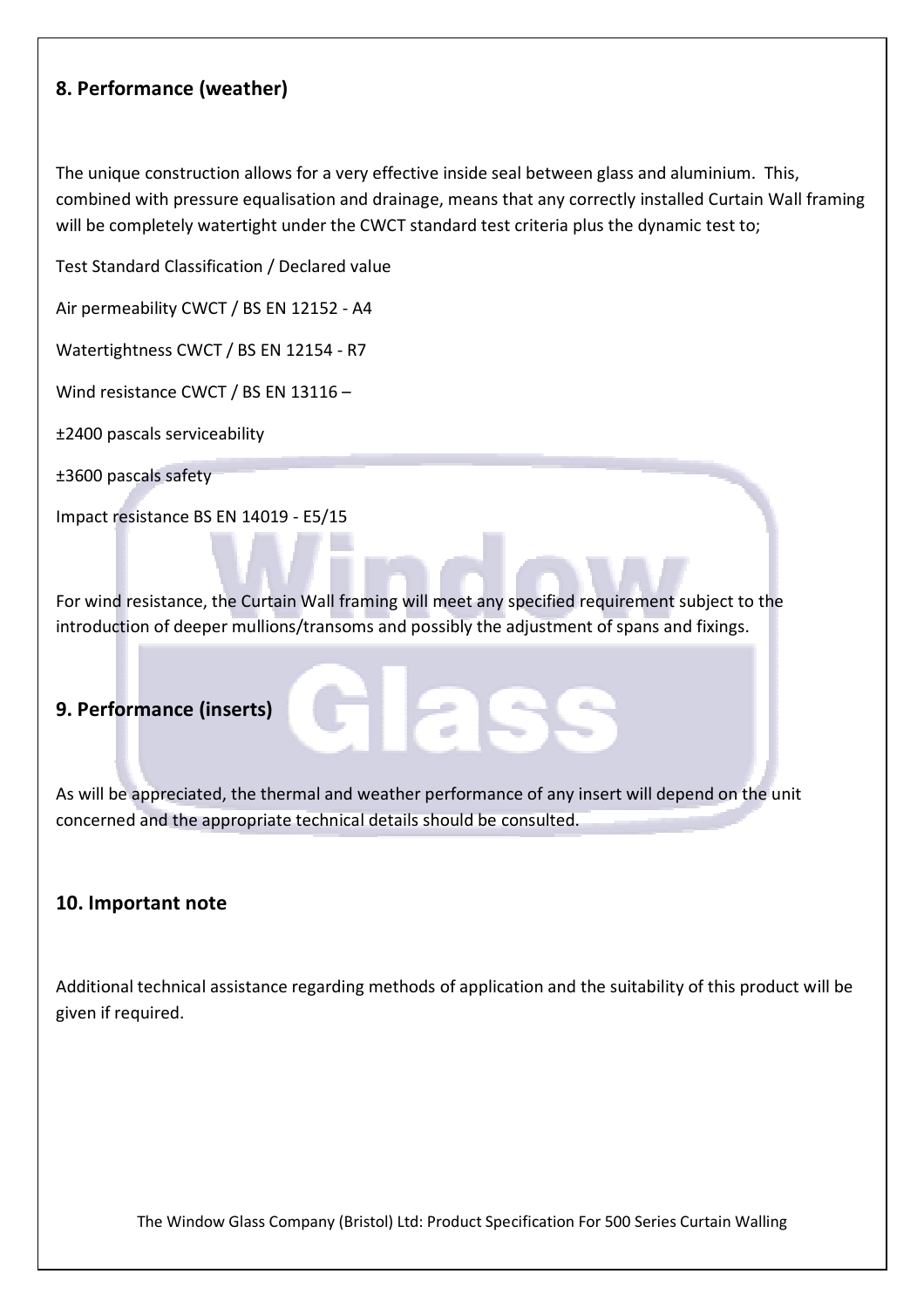## 8. Performance (weather)

The unique construction allows for a very effective inside seal between glass and aluminium. This, combined with pressure equalisation and drainage, means that any correctly installed Curtain Wall framing will be completely watertight under the CWCT standard test criteria plus the dynamic test to;

Test Standard Classification / Declared value

Air permeability CWCT / BS EN 12152 - A4

Watertightness CWCT / BS EN 12154 - R7

Wind resistance CWCT / BS EN 13116 –

±2400 pascals serviceability

±3600 pascals safety

Impact resistance BS EN 14019 - E5/15

For wind resistance, the Curtain Wall framing will meet any specified requirement subject to the introduction of deeper mullions/transoms and possibly the adjustment of spans and fixings.

## 9. Performance (inserts)

As will be appreciated, the thermal and weather performance of any insert will depend on the unit concerned and the appropriate technical details should be consulted.

## 10. Important note

Additional technical assistance regarding methods of application and the suitability of this product will be given if required.